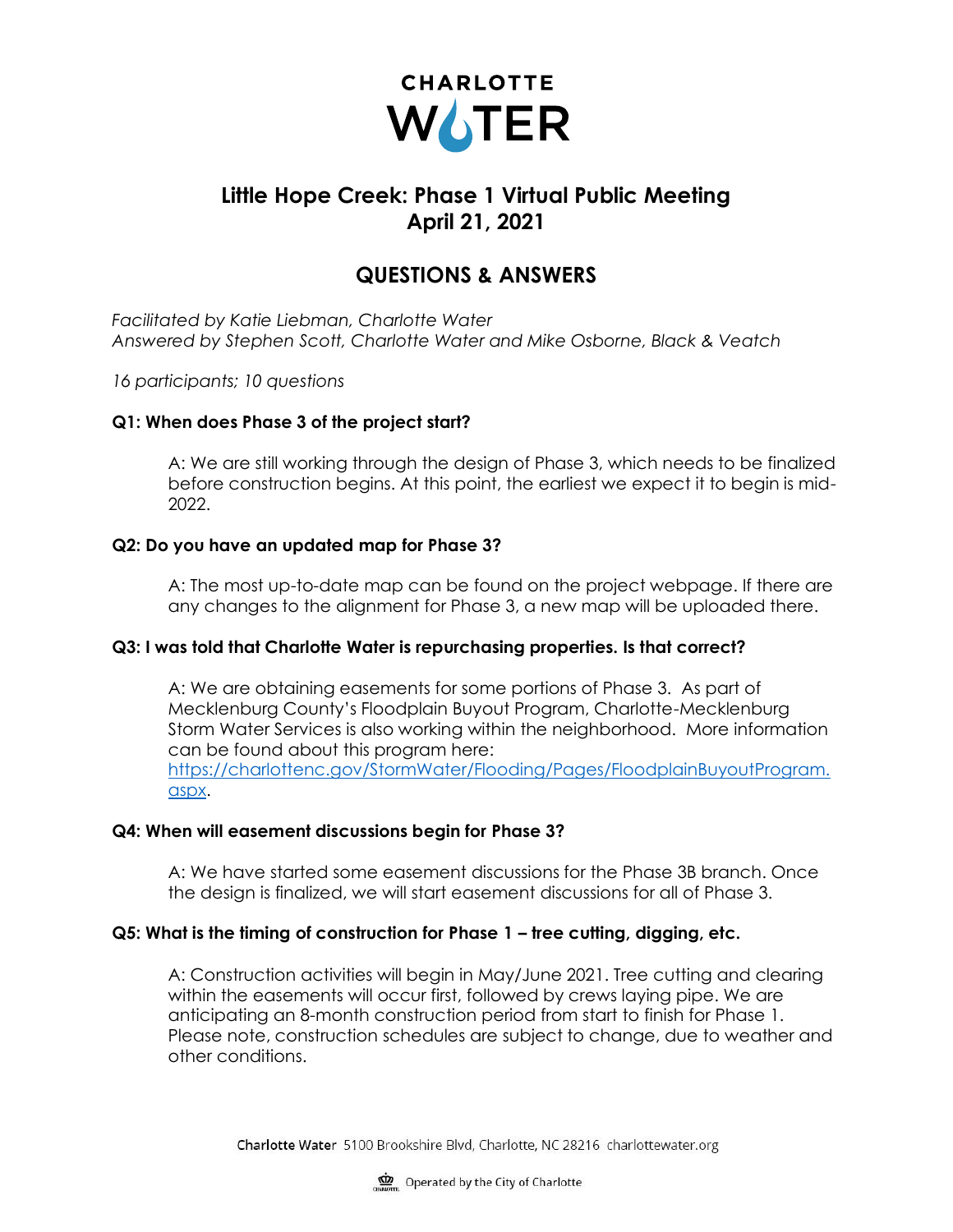CHARLOTTE WATER

# Little Hope Creek: Phase 1 Virtual Public Meeting
# April 21, 2021

## QUESTIONS & ANSWERS

*Facilitated by Katie Liebman, Charlotte Water*
*Answered by Stephen Scott, Charlotte Water and Mike Osborne, Black & Veatch*

*16 participants; 10 questions*

**Q1: When does Phase 3 of the project start?**

A: We are still working through the design of Phase 3, which needs to be finalized before construction begins. At this point, the earliest we expect it to begin is mid-2022.

**Q2: Do you have an updated map for Phase 3?**

A: The most up-to-date map can be found on the project webpage. If there are any changes to the alignment for Phase 3, a new map will be uploaded there.

**Q3: I was told that Charlotte Water is repurchasing properties. Is that correct?**

A: We are obtaining easements for some portions of Phase 3. As part of Mecklenburg County's Floodplain Buyout Program, Charlotte-Mecklenburg Storm Water Services is also working within the neighborhood. More information can be found about this program here: https://charlottenc.gov/StormWater/Flooding/Pages/FloodplainBuyoutProgram.aspx.

**Q4: When will easement discussions begin for Phase 3?**

A: We have started some easement discussions for the Phase 3B branch. Once the design is finalized, we will start easement discussions for all of Phase 3.

**Q5: What is the timing of construction for Phase 1 – tree cutting, digging, etc.**

A: Construction activities will begin in May/June 2021. Tree cutting and clearing within the easements will occur first, followed by crews laying pipe. We are anticipating an 8-month construction period from start to finish for Phase 1. Please note, construction schedules are subject to change, due to weather and other conditions.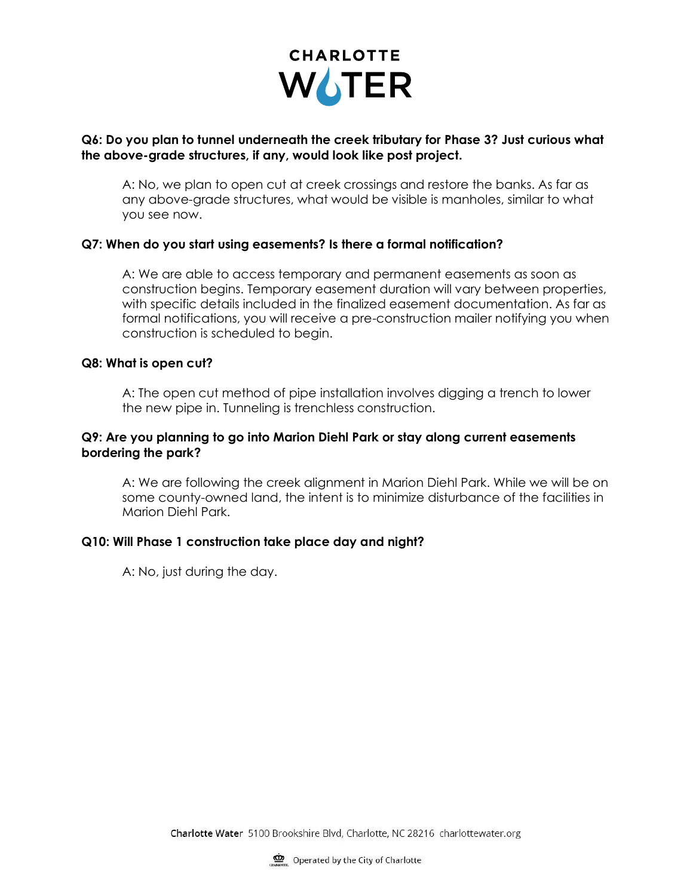**Q6: Do you plan to tunnel underneath the creek tributary for Phase 3? Just curious what the above-grade structures, if any, would look like post project.**

A: No, we plan to open cut at creek crossings and restore the banks. As far as any above-grade structures, what would be visible is manholes, similar to what you see now.

**Q7: When do you start using easements? Is there a formal notification?**

A: We are able to access temporary and permanent easements as soon as construction begins. Temporary easement duration will vary between properties, with specific details included in the finalized easement documentation. As far as formal notifications, you will receive a pre-construction mailer notifying you when construction is scheduled to begin.

**Q8: What is open cut?**

A: The open cut method of pipe installation involves digging a trench to lower the new pipe in. Tunneling is trenchless construction.

**Q9: Are you planning to go into Marion Diehl Park or stay along current easements bordering the park?**

A: We are following the creek alignment in Marion Diehl Park. While we will be on some county-owned land, the intent is to minimize disturbance of the facilities in Marion Diehl Park.

**Q10: Will Phase 1 construction take place day and night?**

A: No, just during the day.